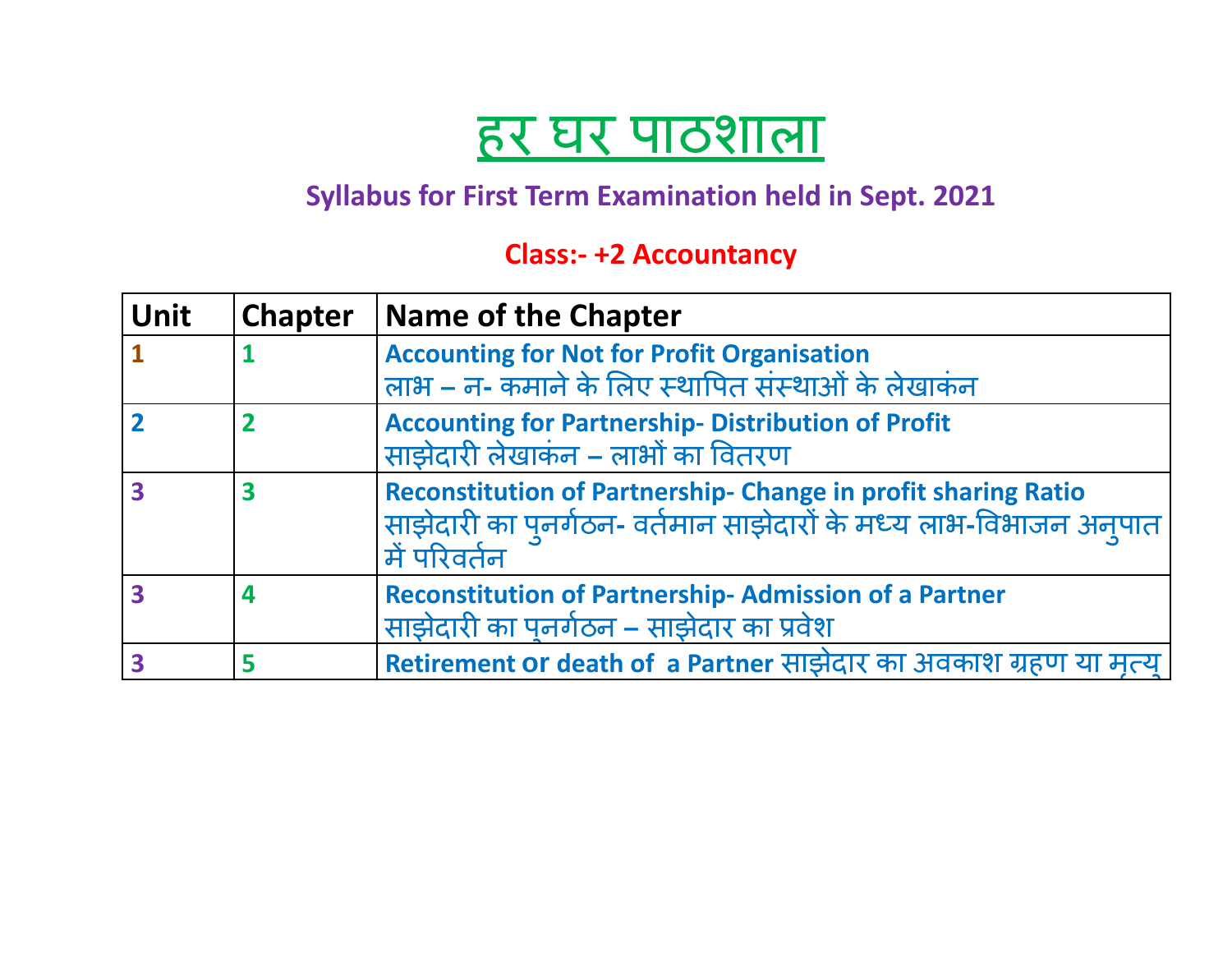# हर घर पाठशाला

## Syllabus for First Term Examination held in Sept. 2021

### Class:- +2 Accountancy

| Unit | Chapter | Name of the Chapter |
|---|---|---|
| 1 | 1 | **Accounting for Not for Profit Organisation**<br>लाभ – न- कमाने के लिए स्थापित संस्थाओं के लेखाकंन |
| 2 | 2 | **Accounting for Partnership- Distribution of Profit**<br>साझेदारी लेखाकंन – लाभों का वितरण |
| 3 | 3 | **Reconstitution of Partnership- Change in profit sharing Ratio**<br>साझेदारी का पुनर्गठन- वर्तमान साझेदारों के मध्य लाभ-विभाजन अनुपात में परिवर्तन |
| 3 | 4 | **Reconstitution of Partnership- Admission of a Partner**<br>साझेदारी का पुनर्गठन – साझेदार का प्रवेश |
| 3 | 5 | **Retirement or death of a Partner** साझेदार का अवकाश ग्रहण या मृत्यु |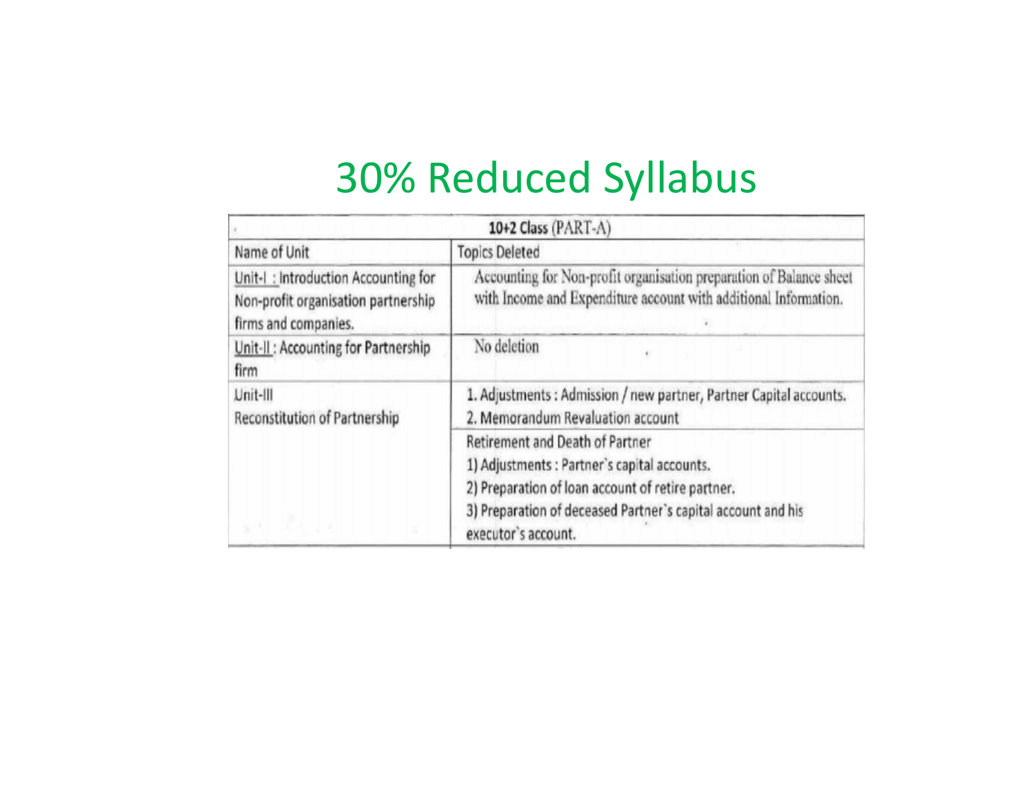# 30% Reduced Syllabus

| 10+2 Class (PART-A) | |
|---|---|
| Name of Unit | Topics Deleted |
| Unit-I : Introduction Accounting for Non-profit organisation partnership firms and companies. | Accounting for Non-profit organisation preparation of Balance sheet with Income and Expenditure account with additional Information. |
| Unit-II : Accounting for Partnership firm | No deletion |
| Unit-III Reconstitution of Partnership | 1. Adjustments : Admission / new partner, Partner Capital accounts.<br>2. Memorandum Revaluation account |
| | Retirement and Death of Partner<br>1) Adjustments : Partner's capital accounts.<br>2) Preparation of loan account of retire partner.<br>3) Preparation of deceased Partner's capital account and his executor's account. |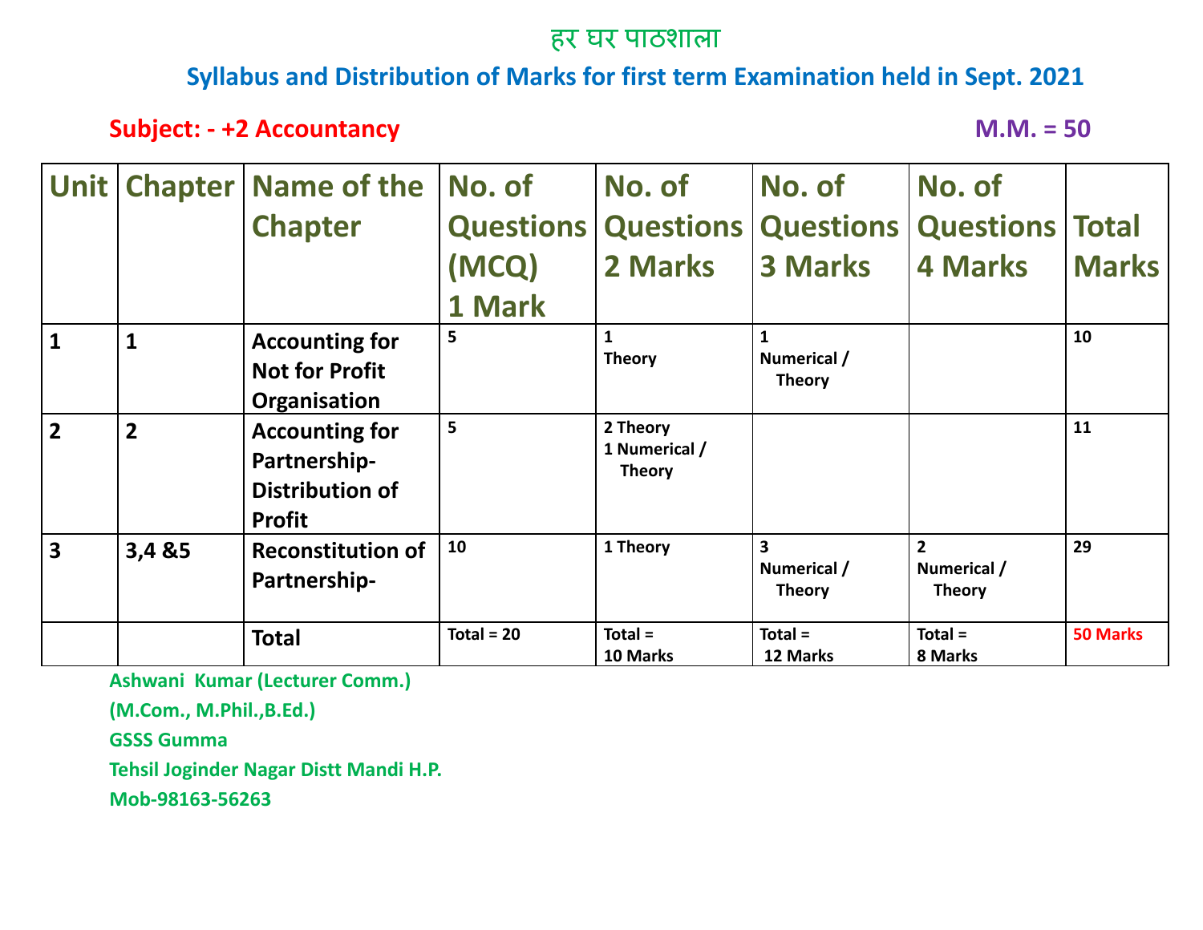हर घर पाठशाला

## Syllabus and Distribution of Marks for first term Examination held in Sept. 2021

**Subject: - +2 Accountancy** **M.M. = 50**

| Unit | Chapter | Name of the Chapter | No. of Questions (MCQ) 1 Mark | No. of Questions 2 Marks | No. of Questions 3 Marks | No. of Questions 4 Marks | Total Marks |
|---|---|---|---|---|---|---|---|
| 1 | 1 | Accounting for Not for Profit Organisation | 5 | 1 Theory | 1 Numerical / Theory | | 10 |
| 2 | 2 | Accounting for Partnership-Distribution of Profit | 5 | 2 Theory 1 Numerical / Theory | | | 11 |
| 3 | 3,4 &5 | Reconstitution of Partnership- | 10 | 1 Theory | 3 Numerical / Theory | 2 Numerical / Theory | 29 |
| | | Total | Total = 20 | Total = 10 Marks | Total = 12 Marks | Total = 8 Marks | 50 Marks |

Ashwani Kumar (Lecturer Comm.)
(M.Com., M.Phil.,B.Ed.)
GSSS Gumma
Tehsil Joginder Nagar Distt Mandi H.P.
Mob-98163-56263